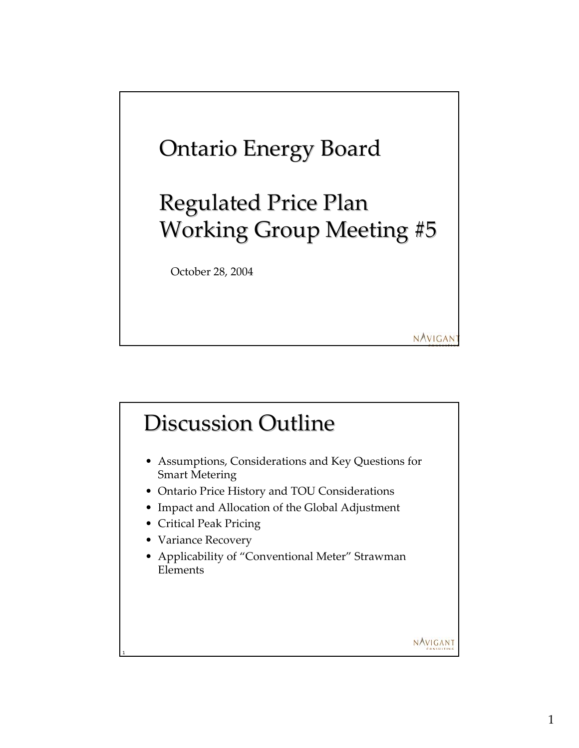# Ontario Energy Board

# Regulated Price Plan Working Group Meeting #5

October 28, 2004

## Discussion Outline

- Assumptions, Considerations and Key Questions for Smart Metering
- Ontario Price History and TOU Considerations
- Impact and Allocation of the Global Adjustment
- Critical Peak Pricing
- Variance Recovery
- Applicability of "Conventional Meter" Strawman Elements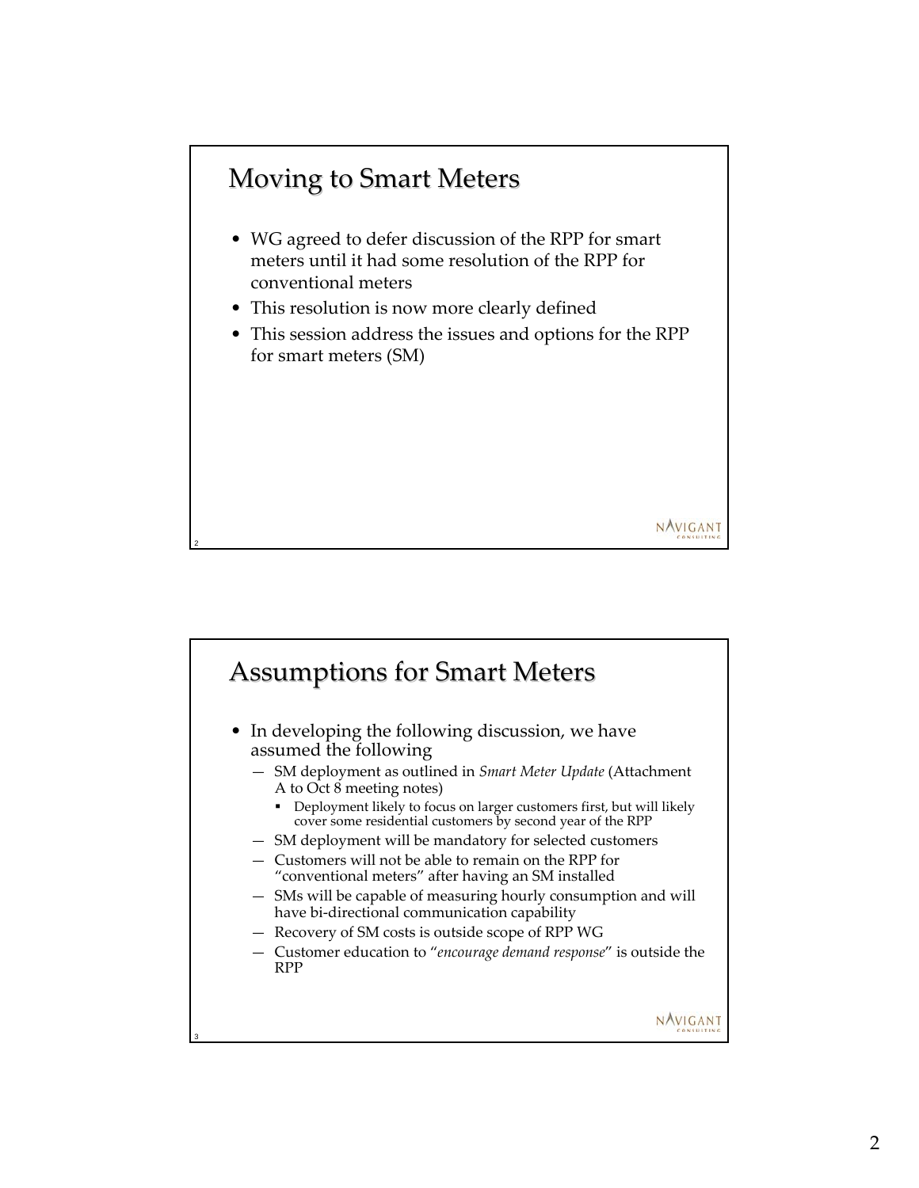## Moving to Smart Meters

- WG agreed to defer discussion of the RPP for smart meters until it had some resolution of the RPP for conventional meters
- This resolution is now more clearly defined
- This session address the issues and options for the RPP for smart meters (SM)

## Assumptions for Smart Meters

- In developing the following discussion, we have assumed the following
  - SM deployment as outlined in *Smart Meter Update* (Attachment A to Oct 8 meeting notes)
    - Deployment likely to focus on larger customers first, but will likely cover some residential customers by second year of the RPP
  - SM deployment will be mandatory for selected customers
  - Customers will not be able to remain on the RPP for "conventional meters" after having an SM installed
  - SMs will be capable of measuring hourly consumption and will have bi-directional communication capability
  - Recovery of SM costs is outside scope of RPP WG
  - Customer education to "*encourage demand response*" is outside the RPP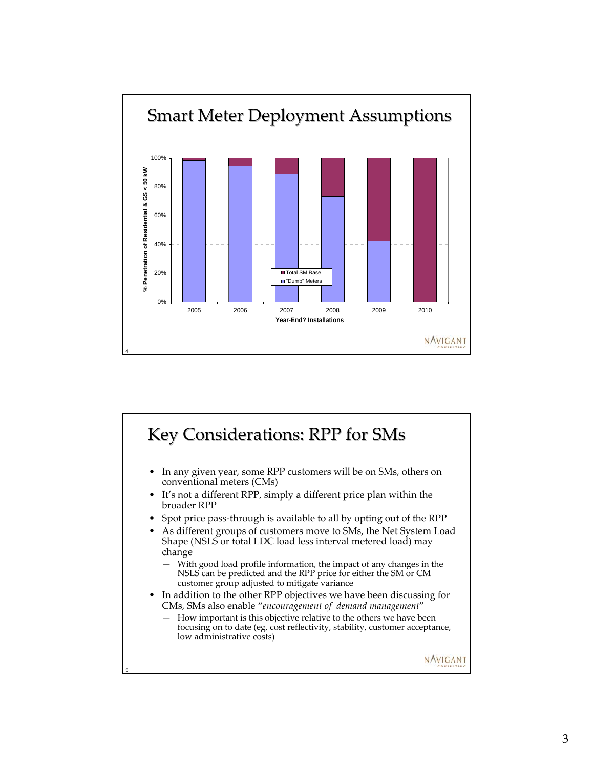## Smart Meter Deployment Assumptions

% Penetration of Residential & GS < 50 kW

Legend: Total SM Base; "Dumb" Meters

Year-End? Installations: 2005, 2006, 2007, 2008, 2009, 2010

## Key Considerations: RPP for SMs

- In any given year, some RPP customers will be on SMs, others on conventional meters (CMs)
- It's not a different RPP, simply a different price plan within the broader RPP
- Spot price pass-through is available to all by opting out of the RPP
- As different groups of customers move to SMs, the Net System Load Shape (NSLS or total LDC load less interval metered load) may change
  - With good load profile information, the impact of any changes in the NSLS can be predicted and the RPP price for either the SM or CM customer group adjusted to mitigate variance
- In addition to the other RPP objectives we have been discussing for CMs, SMs also enable "*encouragement of demand management*"
  - How important is this objective relative to the others we have been focusing on to date (eg, cost reflectivity, stability, customer acceptance, low administrative costs)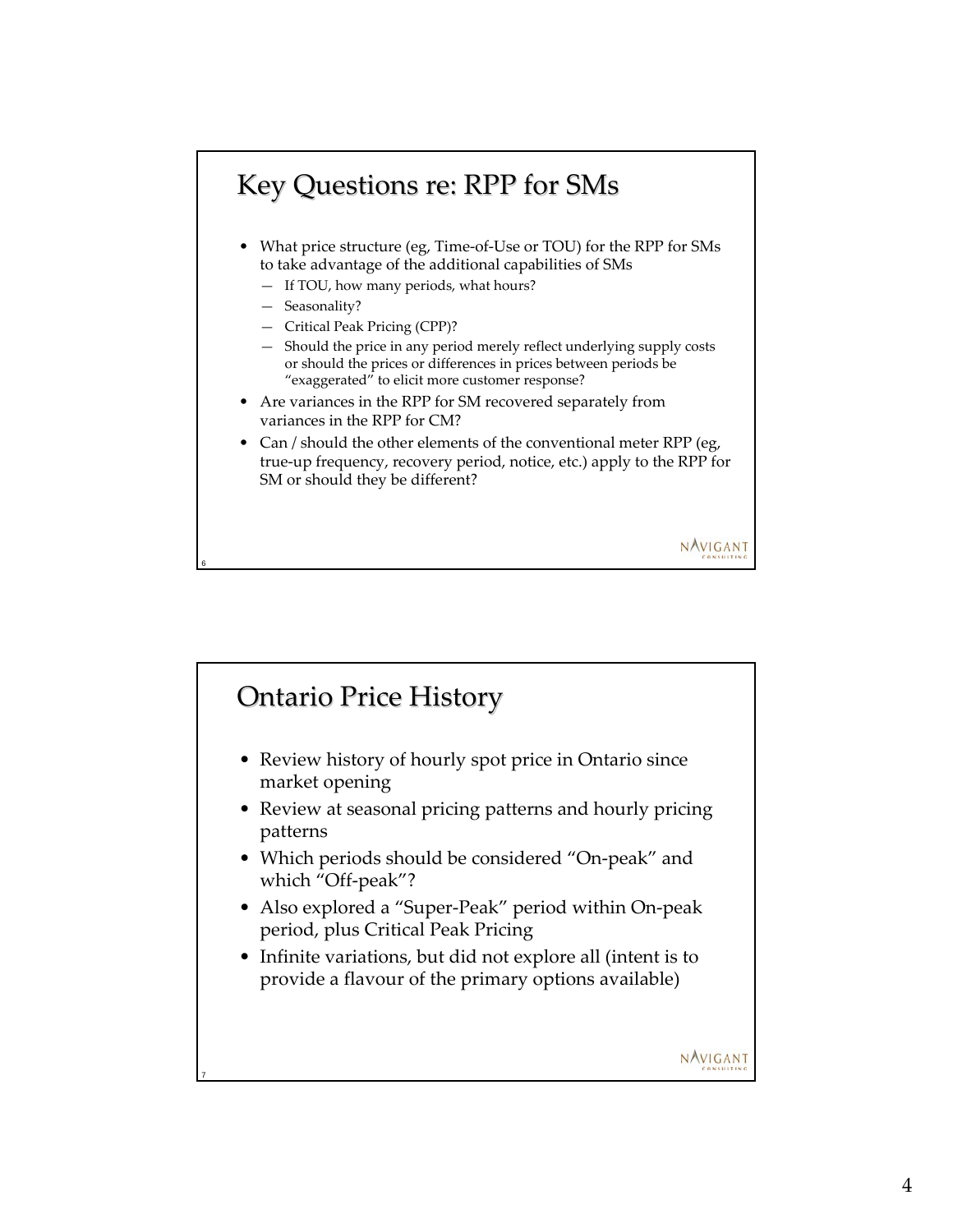## Key Questions re: RPP for SMs

- What price structure (eg, Time-of-Use or TOU) for the RPP for SMs to take advantage of the additional capabilities of SMs
  - If TOU, how many periods, what hours?
  - Seasonality?
  - Critical Peak Pricing (CPP)?
  - Should the price in any period merely reflect underlying supply costs or should the prices or differences in prices between periods be "exaggerated" to elicit more customer response?
- Are variances in the RPP for SM recovered separately from variances in the RPP for CM?
- Can / should the other elements of the conventional meter RPP (eg, true-up frequency, recovery period, notice, etc.) apply to the RPP for SM or should they be different?

## Ontario Price History

- Review history of hourly spot price in Ontario since market opening
- Review at seasonal pricing patterns and hourly pricing patterns
- Which periods should be considered "On-peak" and which "Off-peak"?
- Also explored a "Super-Peak" period within On-peak period, plus Critical Peak Pricing
- Infinite variations, but did not explore all (intent is to provide a flavour of the primary options available)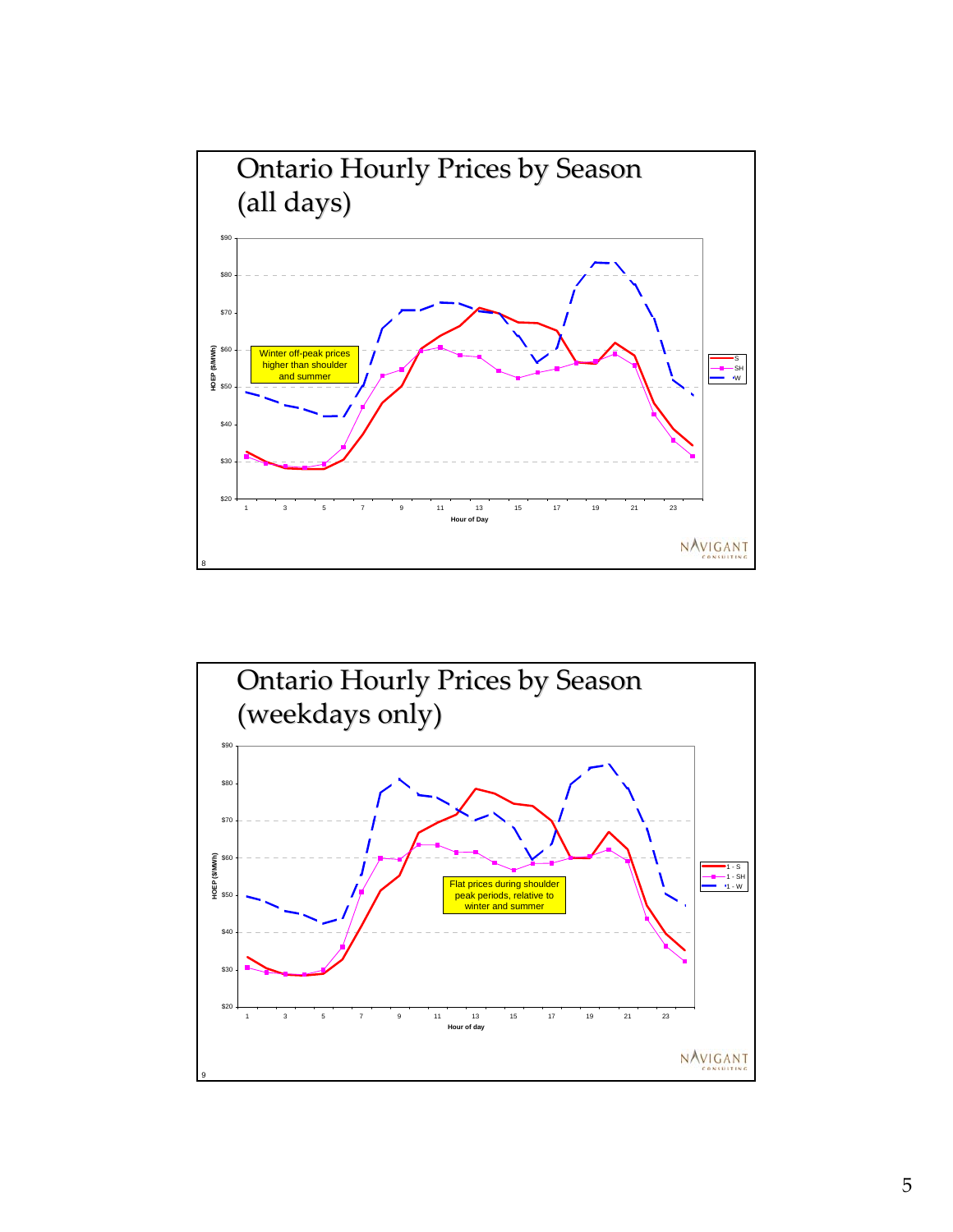# Ontario Hourly Prices by Season (all days)

HOEP ($/MWh)

Winter off-peak prices higher than shoulder and summer

Hour of Day

Legend: S, SH, W

# Ontario Hourly Prices by Season (weekdays only)

HOEP ($/MWh)

Flat prices during shoulder peak periods, relative to winter and summer

Hour of day

Legend: 1 - S, 1 - SH, 1 - W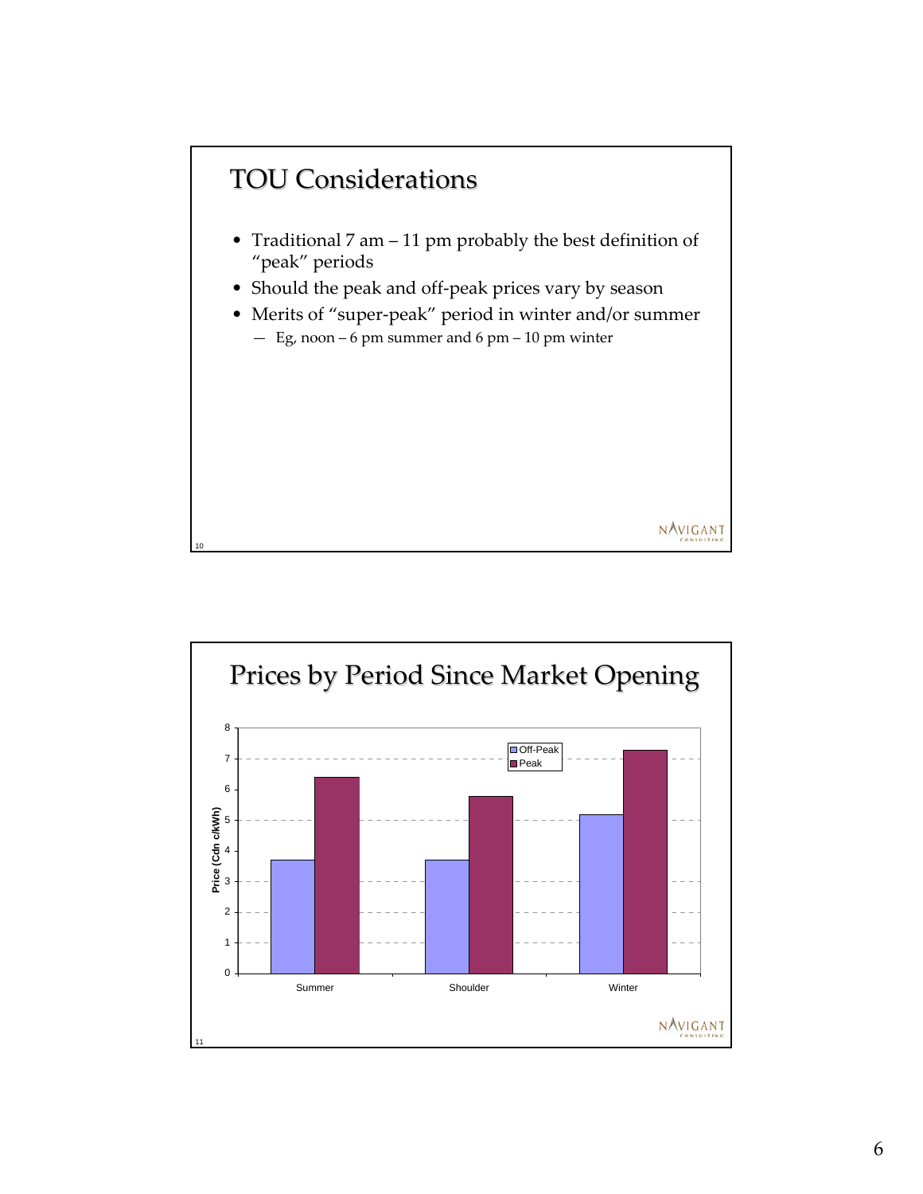## TOU Considerations

- Traditional 7 am – 11 pm probably the best definition of "peak" periods
- Should the peak and off-peak prices vary by season
- Merits of "super-peak" period in winter and/or summer
  - Eg, noon – 6 pm summer and 6 pm – 10 pm winter

## Prices by Period Since Market Opening

| Season | Off-Peak (Cdn c/kWh) | Peak (Cdn c/kWh) |
|---|---|---|
| Summer | 3.7 | 6.4 |
| Shoulder | 3.7 | 5.8 |
| Winter | 5.2 | 7.3 |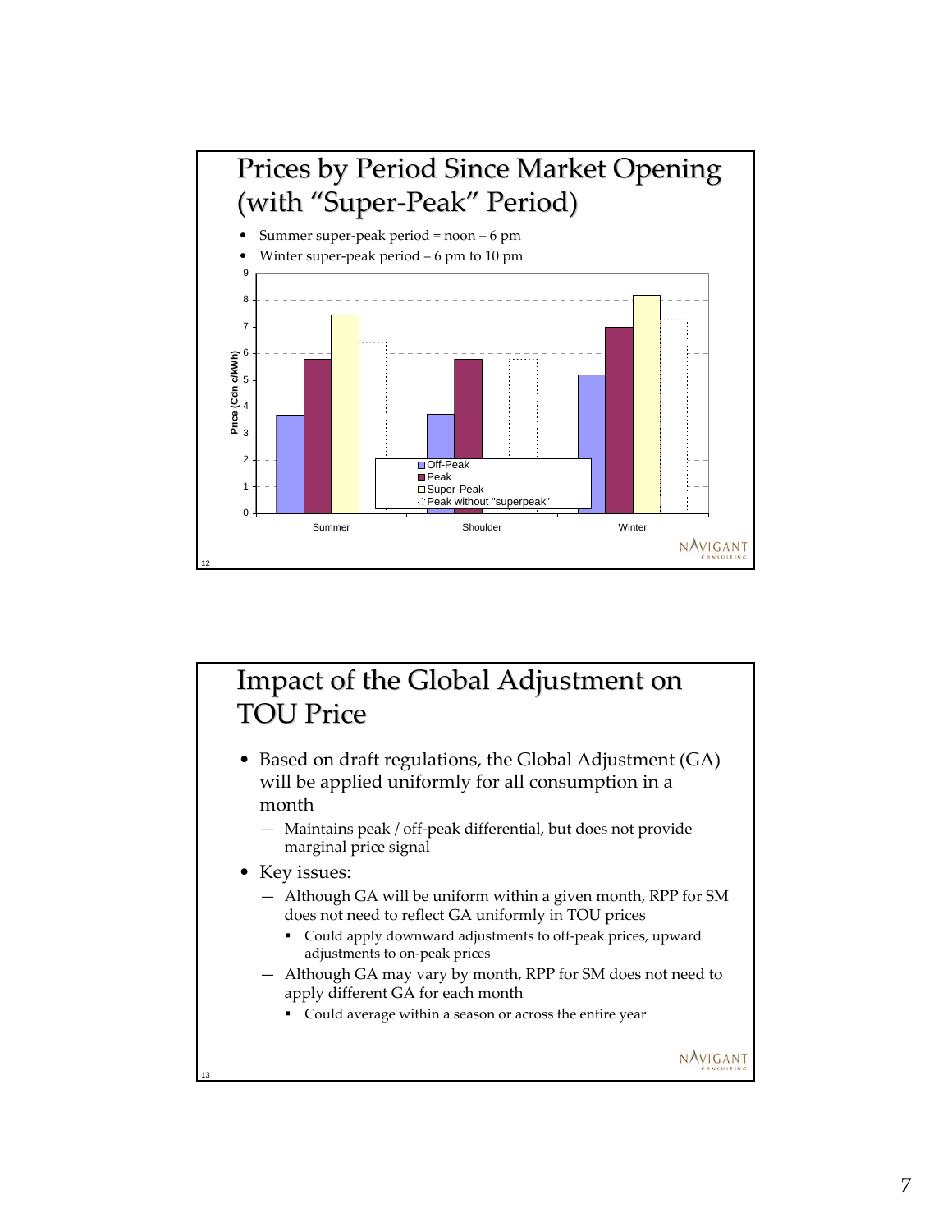# Prices by Period Since Market Opening (with "Super-Peak" Period)

- Summer super-peak period = noon – 6 pm
- Winter super-peak period = 6 pm to 10 pm

# Impact of the Global Adjustment on TOU Price

- Based on draft regulations, the Global Adjustment (GA) will be applied uniformly for all consumption in a month
  - Maintains peak / off-peak differential, but does not provide marginal price signal
- Key issues:
  - Although GA will be uniform within a given month, RPP for SM does not need to reflect GA uniformly in TOU prices
    - Could apply downward adjustments to off-peak prices, upward adjustments to on-peak prices
  - Although GA may vary by month, RPP for SM does not need to apply different GA for each month
    - Could average within a season or across the entire year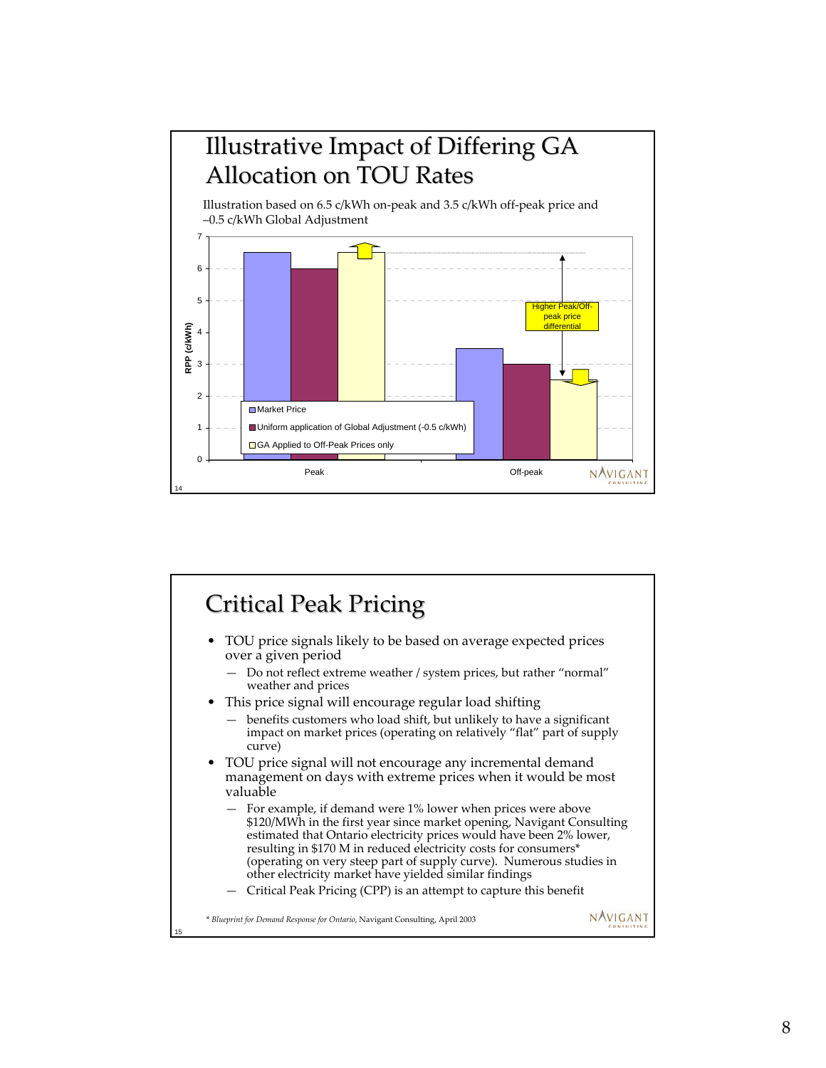## Illustrative Impact of Differing GA Allocation on TOU Rates

Illustration based on 6.5 c/kWh on-peak and 3.5 c/kWh off-peak price and –0.5 c/kWh Global Adjustment

| | Market Price | Uniform application of Global Adjustment (-0.5 c/kWh) | GA Applied to Off-Peak Prices only |
|---|---|---|---|
| Peak | 6.5 | 6.0 | 6.5 |
| Off-peak | 3.5 | 3.0 | 2.5 |

RPP (c/kWh)

Higher Peak/Off-peak price differential

## Critical Peak Pricing

- TOU price signals likely to be based on average expected prices over a given period
  - Do not reflect extreme weather / system prices, but rather "normal" weather and prices
- This price signal will encourage regular load shifting
  - benefits customers who load shift, but unlikely to have a significant impact on market prices (operating on relatively "flat" part of supply curve)
- TOU price signal will not encourage any incremental demand management on days with extreme prices when it would be most valuable
  - For example, if demand were 1% lower when prices were above $120/MWh in the first year since market opening, Navigant Consulting estimated that Ontario electricity prices would have been 2% lower, resulting in $170 M in reduced electricity costs for consumers* (operating on very steep part of supply curve). Numerous studies in other electricity market have yielded similar findings
  - Critical Peak Pricing (CPP) is an attempt to capture this benefit

\* *Blueprint for Demand Response for Ontario*, Navigant Consulting, April 2003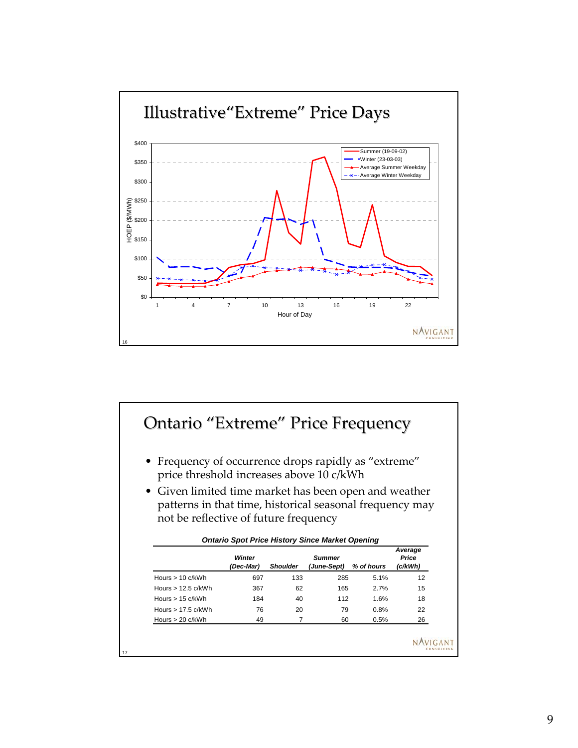## Illustrative "Extreme" Price Days

HOEP ($/MWh)

Hour of Day

Summer (19-09-02)
Winter (23-03-03)
Average Summer Weekday
Average Winter Weekday

## Ontario "Extreme" Price Frequency

- Frequency of occurrence drops rapidly as "extreme" price threshold increases above 10 c/kWh
- Given limited time market has been open and weather patterns in that time, historical seasonal frequency may not be reflective of future frequency

***Ontario Spot Price History Since Market Opening***

| | *Winter (Dec-Mar)* | *Shoulder* | *Summer (June-Sept)* | *% of hours* | *Average Price (c/kWh)* |
|---|---|---|---|---|---|
| Hours > 10 c/kWh | 697 | 133 | 285 | 5.1% | 12 |
| Hours > 12.5 c/kWh | 367 | 62 | 165 | 2.7% | 15 |
| Hours > 15 c/kWh | 184 | 40 | 112 | 1.6% | 18 |
| Hours > 17.5 c/kWh | 76 | 20 | 79 | 0.8% | 22 |
| Hours > 20 c/kWh | 49 | 7 | 60 | 0.5% | 26 |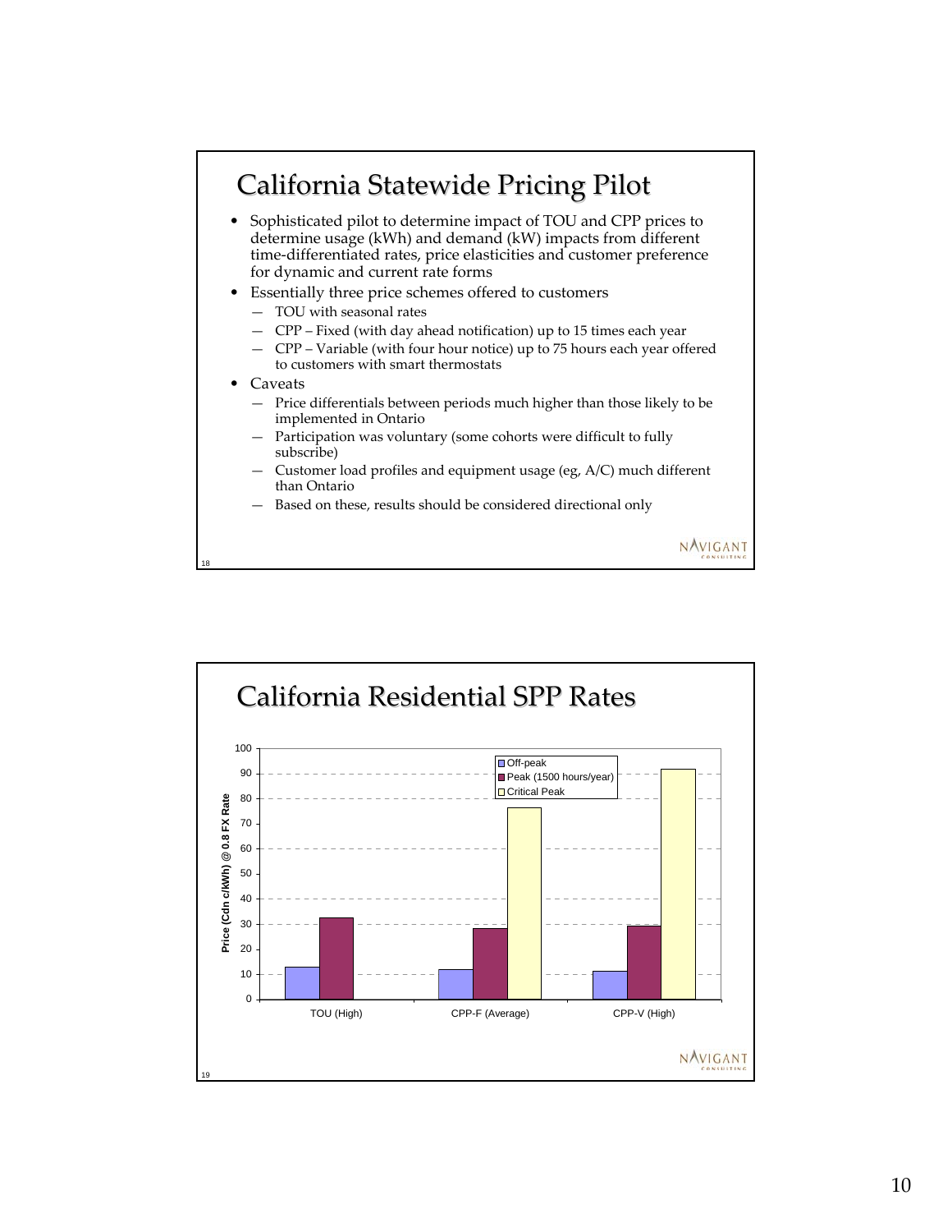## California Statewide Pricing Pilot

- Sophisticated pilot to determine impact of TOU and CPP prices to determine usage (kWh) and demand (kW) impacts from different time-differentiated rates, price elasticities and customer preference for dynamic and current rate forms
- Essentially three price schemes offered to customers
  - TOU with seasonal rates
  - CPP – Fixed (with day ahead notification) up to 15 times each year
  - CPP – Variable (with four hour notice) up to 75 hours each year offered to customers with smart thermostats
- Caveats
  - Price differentials between periods much higher than those likely to be implemented in Ontario
  - Participation was voluntary (some cohorts were difficult to fully subscribe)
  - Customer load profiles and equipment usage (eg, A/C) much different than Ontario
  - Based on these, results should be considered directional only

## California Residential SPP Rates

Price (Cdn c/kWh) @ 0.8 FX Rate

| | Off-peak | Peak (1500 hours/year) | Critical Peak |
|---|---|---|---|
| TOU (High) | 13 | 32.5 | |
| CPP-F (Average) | 12 | 28.5 | 76.5 |
| CPP-V (High) | 11.5 | 29.5 | 92 |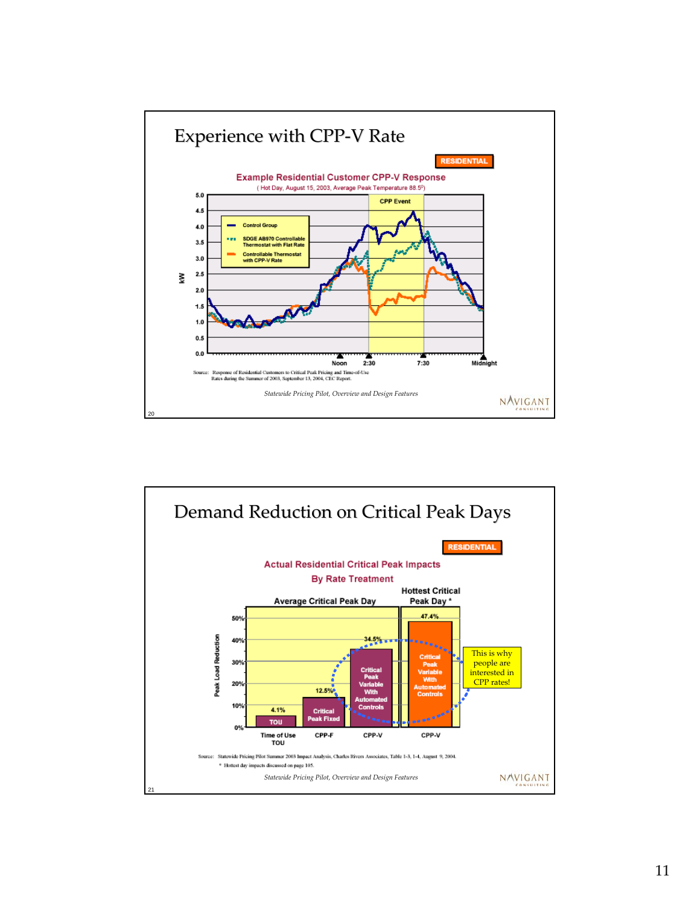## Experience with CPP-V Rate

RESIDENTIAL

**Example Residential Customer CPP-V Response**

( Hot Day, August 15, 2003, Average Peak Temperature 88.5⁰)

Legend: Control Group; SDGE AB970 Controllable Thermostat with Flat Rate; Controllable Thermostat with CPP-V Rate

CPP Event

kW: 0.0, 0.5, 1.0, 1.5, 2.0, 2.5, 3.0, 3.5, 4.0, 4.5, 5.0

Noon, 2:30, 7:30, Midnight

Source: Response of Residential Customers to Critical Peak Pricing and Time-of-Use Rates during the Summer of 2003, September 13, 2004, CEC Report.

*Statewide Pricing Pilot, Overview and Design Features*

## Demand Reduction on Critical Peak Days

RESIDENTIAL

**Actual Residential Critical Peak Impacts By Rate Treatment**

| | Average Critical Peak Day | | | Hottest Critical Peak Day * |
|---|---|---|---|---|
| Rate | Time of Use TOU | CPP-F | CPP-V | CPP-V |
| Treatment | TOU | Critical Peak Fixed | Critical Peak Variable With Automated Controls | Critical Peak Variable With Automated Controls |
| Peak Load Reduction | 4.1% | 12.5% | 34.5% | 47.4% |

This is why people are interested in CPP rates!

Source: Statewide Pricing Pilot Summer 2003 Impact Analysis, Charles Rivers Associates, Table 1-3, 1-4, August 9, 2004.

\* Hottest day impacts discussed on page 105.

*Statewide Pricing Pilot, Overview and Design Features*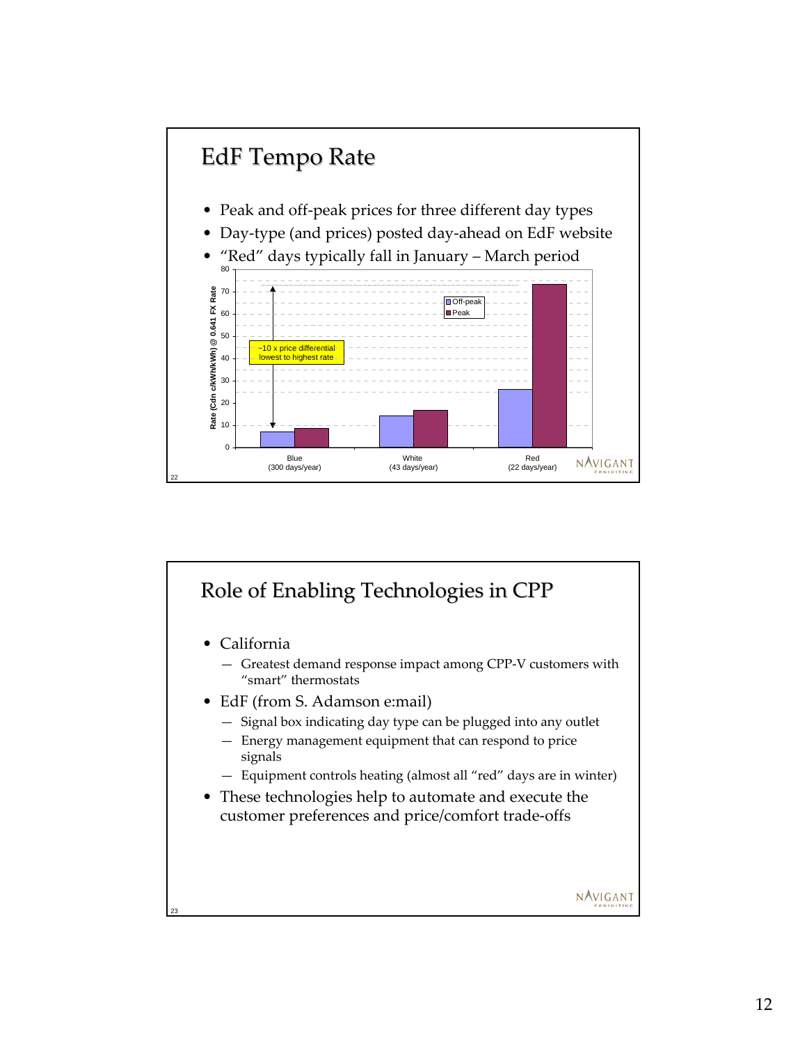## EdF Tempo Rate

- Peak and off-peak prices for three different day types
- Day-type (and prices) posted day-ahead on EdF website
- "Red" days typically fall in January – March period

Rate (Cdn c/kWh/kWh) @ 0.641 FX Rate

~10 x price differential lowest to highest rate

| | Off-peak | Peak |
|---|---|---|
| Blue (300 days/year) | | |
| White (43 days/year) | | |
| Red (22 days/year) | | |

## Role of Enabling Technologies in CPP

- California
  - Greatest demand response impact among CPP-V customers with "smart" thermostats
- EdF (from S. Adamson e:mail)
  - Signal box indicating day type can be plugged into any outlet
  - Energy management equipment that can respond to price signals
  - Equipment controls heating (almost all "red" days are in winter)
- These technologies help to automate and execute the customer preferences and price/comfort trade-offs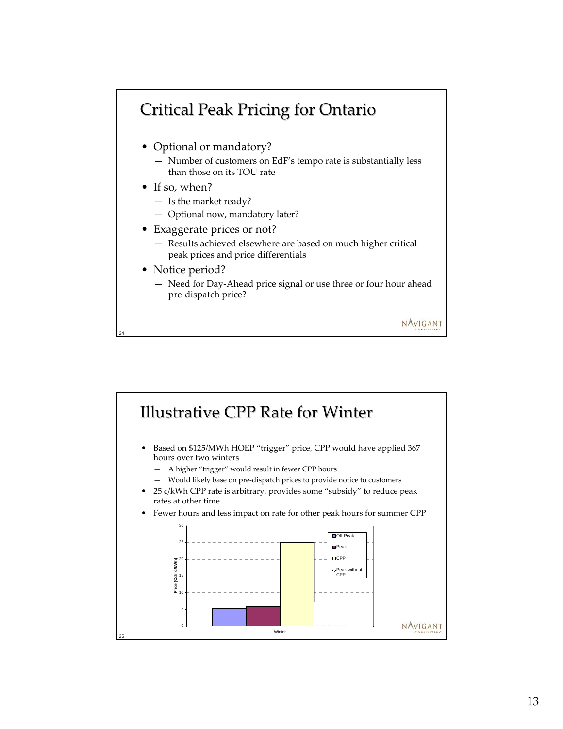## Critical Peak Pricing for Ontario

- Optional or mandatory?
  - Number of customers on EdF's tempo rate is substantially less than those on its TOU rate
- If so, when?
  - Is the market ready?
  - Optional now, mandatory later?
- Exaggerate prices or not?
  - Results achieved elsewhere are based on much higher critical peak prices and price differentials
- Notice period?
  - Need for Day-Ahead price signal or use three or four hour ahead pre-dispatch price?

## Illustrative CPP Rate for Winter

- Based on $125/MWh HOEP "trigger" price, CPP would have applied 367 hours over two winters
  - A higher "trigger" would result in fewer CPP hours
  - Would likely base on pre-dispatch prices to provide notice to customers
- 25 c/kWh CPP rate is arbitrary, provides some "subsidy" to reduce peak rates at other time
- Fewer hours and less impact on rate for other peak hours for summer CPP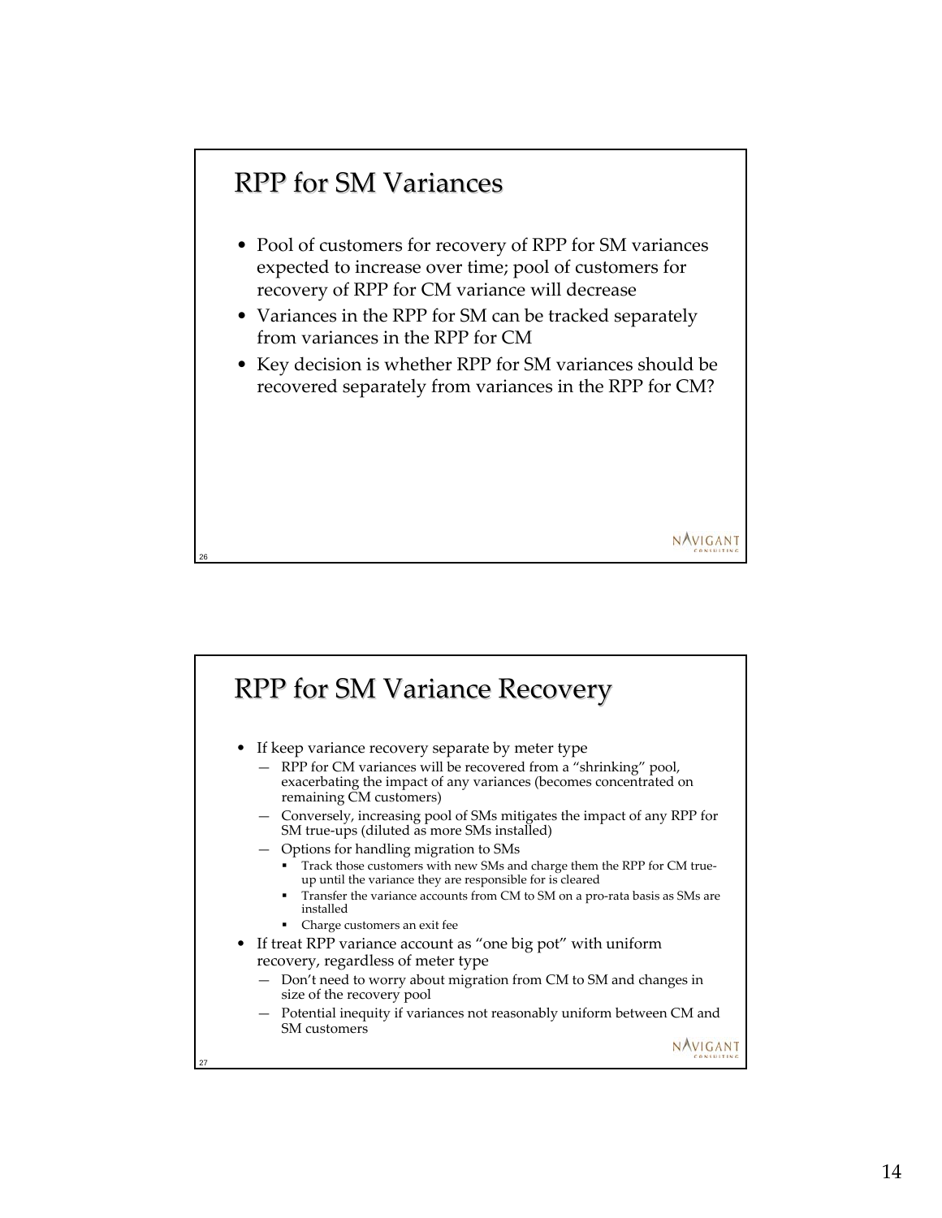## RPP for SM Variances

- Pool of customers for recovery of RPP for SM variances expected to increase over time; pool of customers for recovery of RPP for CM variance will decrease
- Variances in the RPP for SM can be tracked separately from variances in the RPP for CM
- Key decision is whether RPP for SM variances should be recovered separately from variances in the RPP for CM?

## RPP for SM Variance Recovery

- If keep variance recovery separate by meter type
  - RPP for CM variances will be recovered from a "shrinking" pool, exacerbating the impact of any variances (becomes concentrated on remaining CM customers)
  - Conversely, increasing pool of SMs mitigates the impact of any RPP for SM true-ups (diluted as more SMs installed)
  - Options for handling migration to SMs
    - Track those customers with new SMs and charge them the RPP for CM true-up until the variance they are responsible for is cleared
    - Transfer the variance accounts from CM to SM on a pro-rata basis as SMs are installed
    - Charge customers an exit fee
- If treat RPP variance account as "one big pot" with uniform recovery, regardless of meter type
  - Don't need to worry about migration from CM to SM and changes in size of the recovery pool
  - Potential inequity if variances not reasonably uniform between CM and SM customers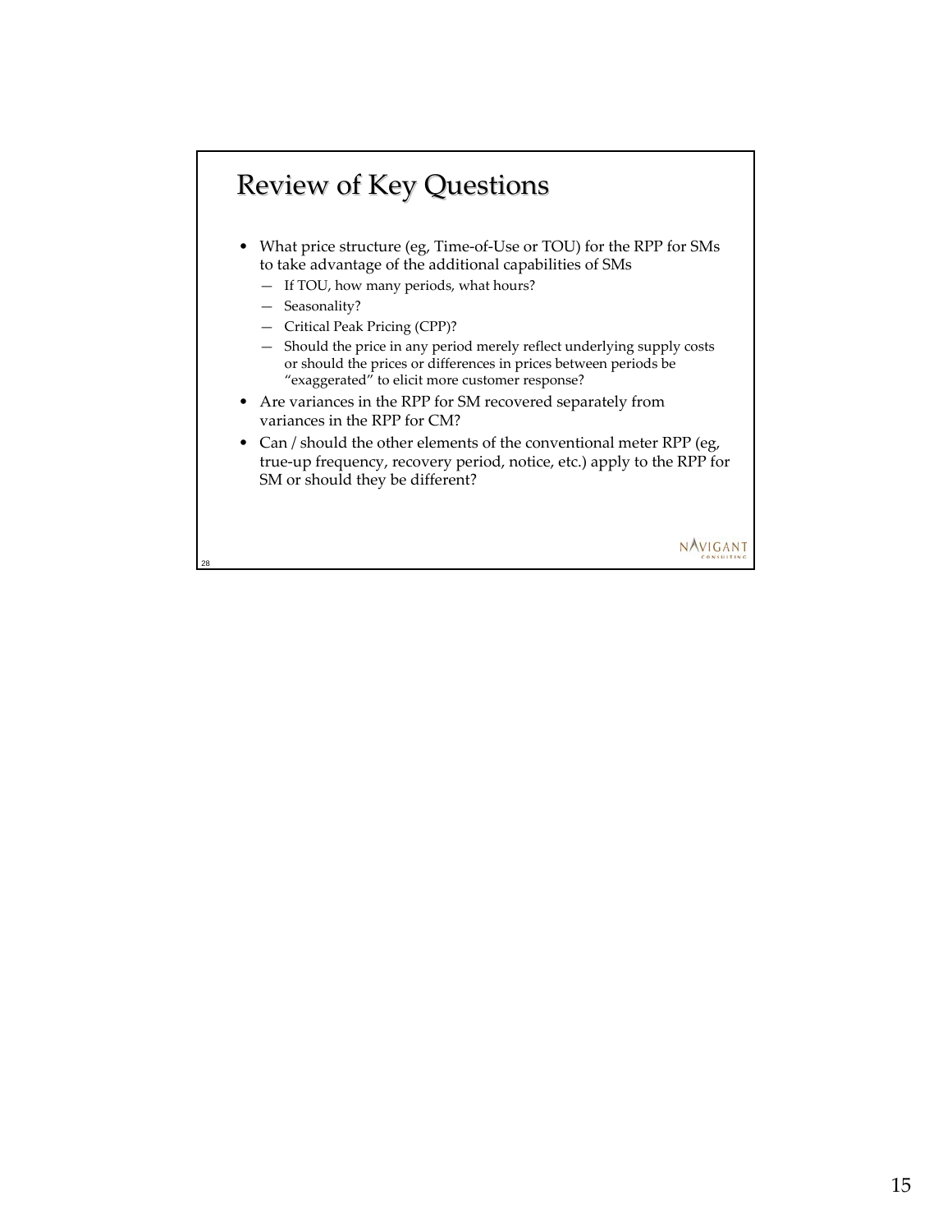# Review of Key Questions

- What price structure (eg, Time-of-Use or TOU) for the RPP for SMs to take advantage of the additional capabilities of SMs
  - If TOU, how many periods, what hours?
  - Seasonality?
  - Critical Peak Pricing (CPP)?
  - Should the price in any period merely reflect underlying supply costs or should the prices or differences in prices between periods be "exaggerated" to elicit more customer response?
- Are variances in the RPP for SM recovered separately from variances in the RPP for CM?
- Can / should the other elements of the conventional meter RPP (eg, true-up frequency, recovery period, notice, etc.) apply to the RPP for SM or should they be different?

NAVIGANT CONSULTING

28